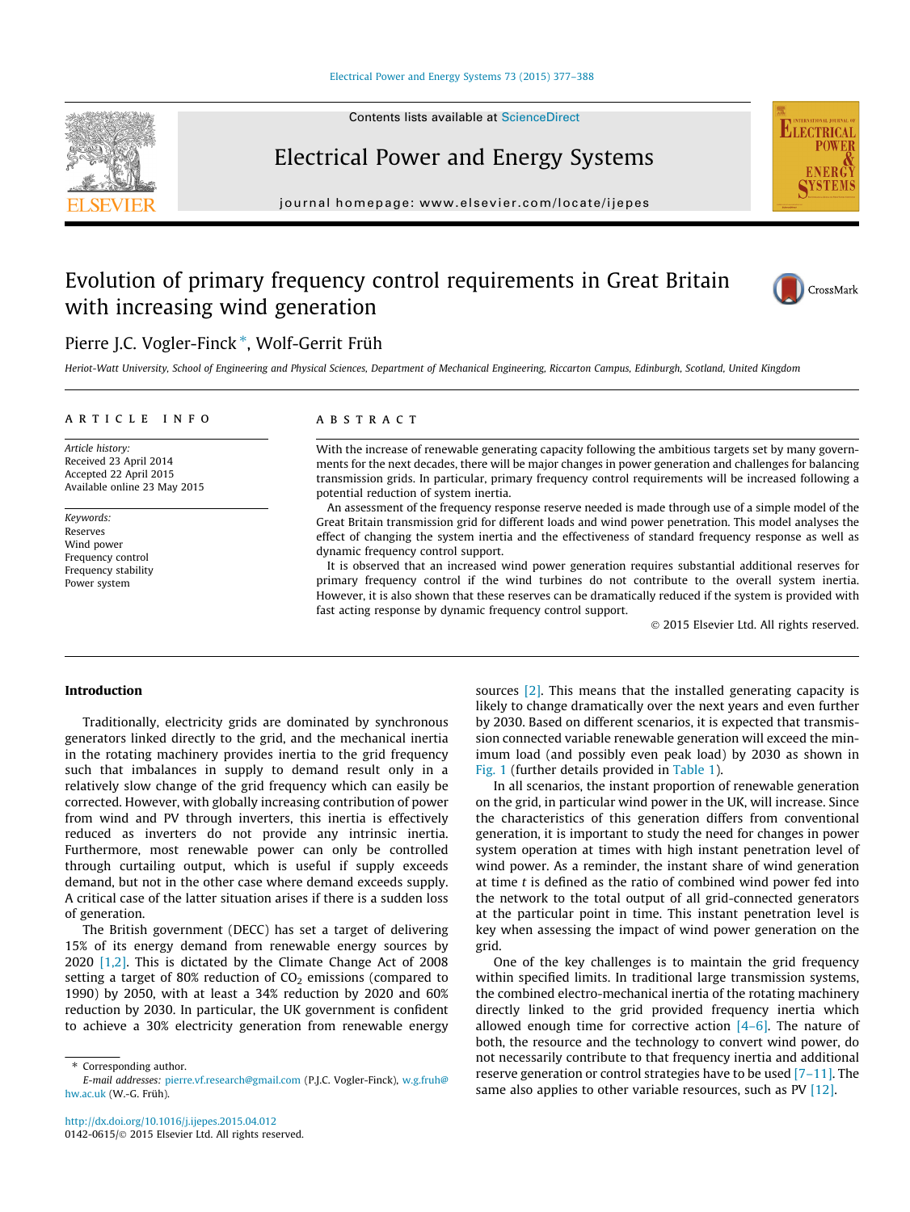# Evolution of primary frequency control requirements in Great Britain with increasing wind generation

Pierre J.C. Vogler-Finck *, Wolf-Gerrit Früh

Heriot-Watt University, School of Engineering and Physical Sciences, Department of Mechanical Engineering, Riccarton Campus, Edinburgh, Scotland, United Kingdom

## ARTICLE INFO

*Article history:*
Received 23 April 2014
Accepted 22 April 2015
Available online 23 May 2015

*Keywords:*
Reserves
Wind power
Frequency control
Frequency stability
Power system

## ABSTRACT

With the increase of renewable generating capacity following the ambitious targets set by many governments for the next decades, there will be major changes in power generation and challenges for balancing transmission grids. In particular, primary frequency control requirements will be increased following a potential reduction of system inertia.

An assessment of the frequency response reserve needed is made through use of a simple model of the Great Britain transmission grid for different loads and wind power penetration. This model analyses the effect of changing the system inertia and the effectiveness of standard frequency response as well as dynamic frequency control support.

It is observed that an increased wind power generation requires substantial additional reserves for primary frequency control if the wind turbines do not contribute to the overall system inertia. However, it is also shown that these reserves can be dramatically reduced if the system is provided with fast acting response by dynamic frequency control support.

© 2015 Elsevier Ltd. All rights reserved.

## Introduction

Traditionally, electricity grids are dominated by synchronous generators linked directly to the grid, and the mechanical inertia in the rotating machinery provides inertia to the grid frequency such that imbalances in supply to demand result only in a relatively slow change of the grid frequency which can easily be corrected. However, with globally increasing contribution of power from wind and PV through inverters, this inertia is effectively reduced as inverters do not provide any intrinsic inertia. Furthermore, most renewable power can only be controlled through curtailing output, which is useful if supply exceeds demand, but not in the other case where demand exceeds supply. A critical case of the latter situation arises if there is a sudden loss of generation.

The British government (DECC) has set a target of delivering 15% of its energy demand from renewable energy sources by 2020 [1,2]. This is dictated by the Climate Change Act of 2008 setting a target of 80% reduction of $CO_2$ emissions (compared to 1990) by 2050, with at least a 34% reduction by 2020 and 60% reduction by 2030. In particular, the UK government is confident to achieve a 30% electricity generation from renewable energy sources [2]. This means that the installed generating capacity is likely to change dramatically over the next years and even further by 2030. Based on different scenarios, it is expected that transmission connected variable renewable generation will exceed the minimum load (and possibly even peak load) by 2030 as shown in Fig. 1 (further details provided in Table 1).

In all scenarios, the instant proportion of renewable generation on the grid, in particular wind power in the UK, will increase. Since the characteristics of this generation differs from conventional generation, it is important to study the need for changes in power system operation at times with high instant penetration level of wind power. As a reminder, the instant share of wind generation at time $t$ is defined as the ratio of combined wind power fed into the network to the total output of all grid-connected generators at the particular point in time. This instant penetration level is key when assessing the impact of wind power generation on the grid.

One of the key challenges is to maintain the grid frequency within specified limits. In traditional large transmission systems, the combined electro-mechanical inertia of the rotating machinery directly linked to the grid provided frequency inertia which allowed enough time for corrective action [4–6]. The nature of both, the resource and the technology to convert wind power, do not necessarily contribute to that frequency inertia and additional reserve generation or control strategies have to be used [7–11]. The same also applies to other variable resources, such as PV [12].

* Corresponding author.
*E-mail addresses:* pierre.vf.research@gmail.com (P.J.C. Vogler-Finck), w.g.fruh@hw.ac.uk (W.-G. Früh).

http://dx.doi.org/10.1016/j.ijepes.2015.04.012
0142-0615/© 2015 Elsevier Ltd. All rights reserved.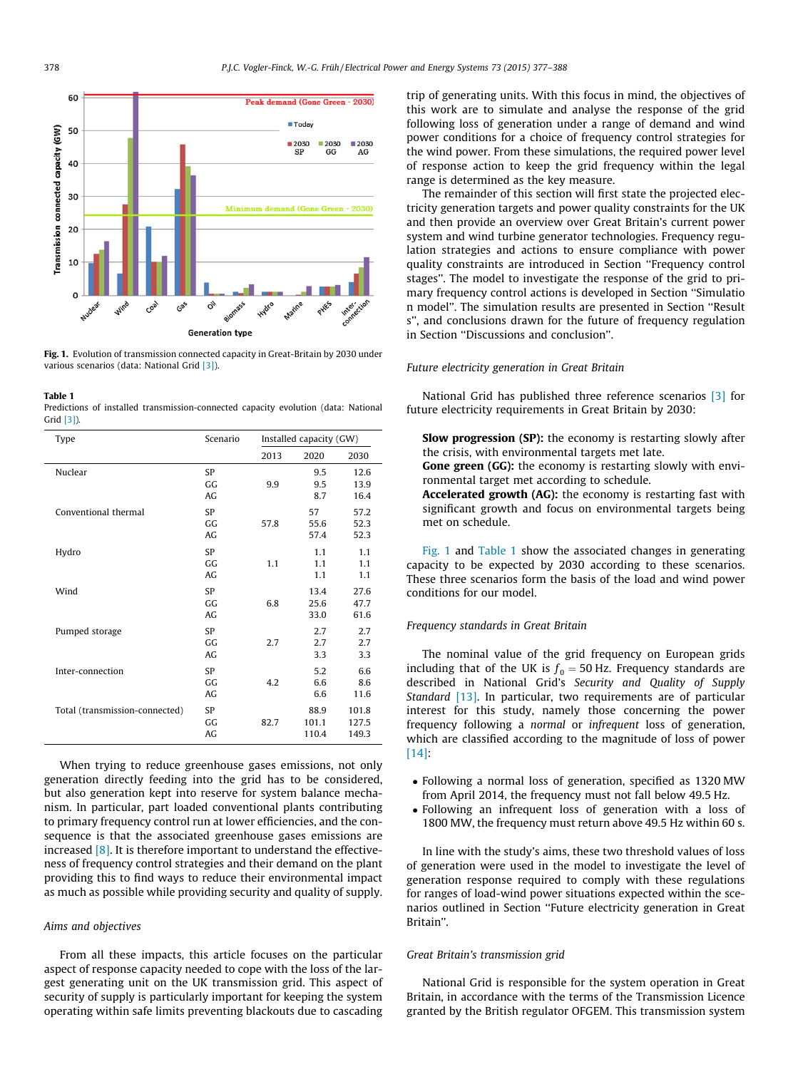Fig. 1. Evolution of transmission connected capacity in Great-Britain by 2030 under various scenarios (data: National Grid [3]).

Table 1
Predictions of installed transmission-connected capacity evolution (data: National Grid [3]).

| Type | Scenario | Installed capacity (GW) | | |
|---|---|---|---|---|
| | | 2013 | 2020 | 2030 |
| Nuclear | SP | | 9.5 | 12.6 |
| | GG | 9.9 | 9.5 | 13.9 |
| | AG | | 8.7 | 16.4 |
| Conventional thermal | SP | | 57 | 57.2 |
| | GG | 57.8 | 55.6 | 52.3 |
| | AG | | 57.4 | 52.3 |
| Hydro | SP | | 1.1 | 1.1 |
| | GG | 1.1 | 1.1 | 1.1 |
| | AG | | 1.1 | 1.1 |
| Wind | SP | | 13.4 | 27.6 |
| | GG | 6.8 | 25.6 | 47.7 |
| | AG | | 33.0 | 61.6 |
| Pumped storage | SP | | 2.7 | 2.7 |
| | GG | 2.7 | 2.7 | 2.7 |
| | AG | | 3.3 | 3.3 |
| Inter-connection | SP | | 5.2 | 6.6 |
| | GG | 4.2 | 6.6 | 8.6 |
| | AG | | 6.6 | 11.6 |
| Total (transmission-connected) | SP | | 88.9 | 101.8 |
| | GG | 82.7 | 101.1 | 127.5 |
| | AG | | 110.4 | 149.3 |

When trying to reduce greenhouse gases emissions, not only generation directly feeding into the grid has to be considered, but also generation kept into reserve for system balance mechanism. In particular, part loaded conventional plants contributing to primary frequency control run at lower efficiencies, and the consequence is that the associated greenhouse gases emissions are increased [8]. It is therefore important to understand the effectiveness of frequency control strategies and their demand on the plant providing this to find ways to reduce their environmental impact as much as possible while providing security and quality of supply.

### Aims and objectives

From all these impacts, this article focuses on the particular aspect of response capacity needed to cope with the loss of the largest generating unit on the UK transmission grid. This aspect of security of supply is particularly important for keeping the system operating within safe limits preventing blackouts due to cascading trip of generating units. With this focus in mind, the objectives of this work are to simulate and analyse the response of the grid following loss of generation under a range of demand and wind power conditions for a choice of frequency control strategies for the wind power. From these simulations, the required power level of response action to keep the grid frequency within the legal range is determined as the key measure.

The remainder of this section will first state the projected electricity generation targets and power quality constraints for the UK and then provide an overview over Great Britain's current power system and wind turbine generator technologies. Frequency regulation strategies and actions to ensure compliance with power quality constraints are introduced in Section ''Frequency control stages''. The model to investigate the response of the grid to primary frequency control actions is developed in Section ''Simulation model''. The simulation results are presented in Section ''Results'', and conclusions drawn for the future of frequency regulation in Section ''Discussions and conclusion''.

### Future electricity generation in Great Britain

National Grid has published three reference scenarios [3] for future electricity requirements in Great Britain by 2030:

**Slow progression (SP):** the economy is restarting slowly after the crisis, with environmental targets met late.
**Gone green (GG):** the economy is restarting slowly with environmental target met according to schedule.
**Accelerated growth (AG):** the economy is restarting fast with significant growth and focus on environmental targets being met on schedule.

Fig. 1 and Table 1 show the associated changes in generating capacity to be expected by 2030 according to these scenarios. These three scenarios form the basis of the load and wind power conditions for our model.

### Frequency standards in Great Britain

The nominal value of the grid frequency on European grids including that of the UK is $f_0 = 50$ Hz. Frequency standards are described in National Grid's *Security and Quality of Supply Standard* [13]. In particular, two requirements are of particular interest for this study, namely those concerning the power frequency following a *normal* or *infrequent* loss of generation, which are classified according to the magnitude of loss of power [14]:

- Following a normal loss of generation, specified as 1320 MW from April 2014, the frequency must not fall below 49.5 Hz.
- Following an infrequent loss of generation with a loss of 1800 MW, the frequency must return above 49.5 Hz within 60 s.

In line with the study's aims, these two threshold values of loss of generation were used in the model to investigate the level of generation response required to comply with these regulations for ranges of load-wind power situations expected within the scenarios outlined in Section ''Future electricity generation in Great Britain''.

### Great Britain's transmission grid

National Grid is responsible for the system operation in Great Britain, in accordance with the terms of the Transmission Licence granted by the British regulator OFGEM. This transmission system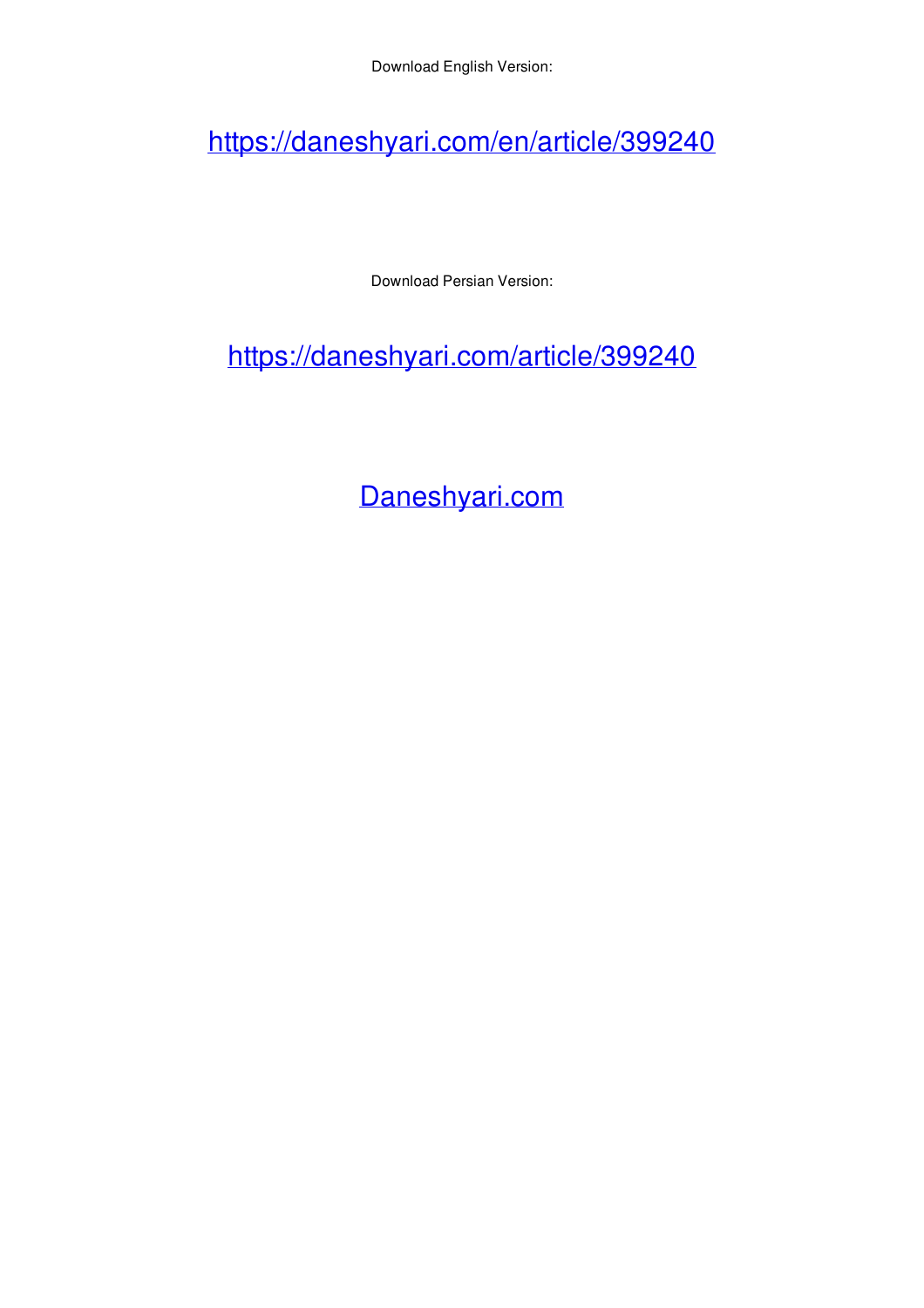Download English Version:

https://daneshyari.com/en/article/399240

Download Persian Version:

https://daneshyari.com/article/399240

Daneshyari.com